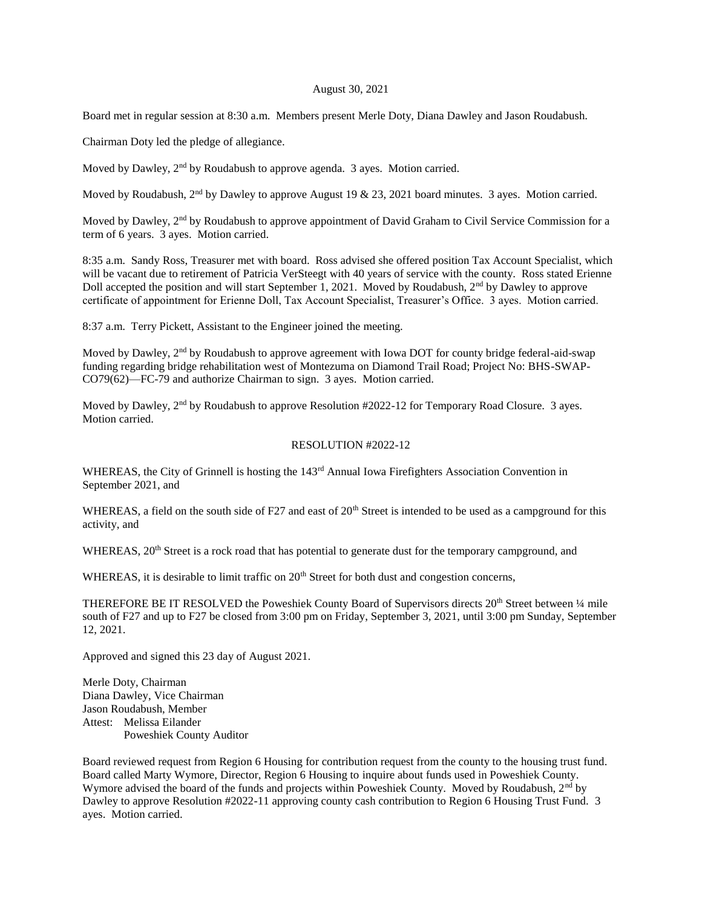August 30, 2021

Board met in regular session at 8:30 a.m. Members present Merle Doty, Diana Dawley and Jason Roudabush.

Chairman Doty led the pledge of allegiance.

Moved by Dawley, 2nd by Roudabush to approve agenda. 3 ayes. Motion carried.

Moved by Roudabush, 2nd by Dawley to approve August 19 & 23, 2021 board minutes. 3 ayes. Motion carried.

Moved by Dawley, 2nd by Roudabush to approve appointment of David Graham to Civil Service Commission for a term of 6 years. 3 ayes. Motion carried.

8:35 a.m. Sandy Ross, Treasurer met with board. Ross advised she offered position Tax Account Specialist, which will be vacant due to retirement of Patricia VerSteegt with 40 years of service with the county. Ross stated Erienne Doll accepted the position and will start September 1, 2021. Moved by Roudabush, 2nd by Dawley to approve certificate of appointment for Erienne Doll, Tax Account Specialist, Treasurer's Office. 3 ayes. Motion carried.

8:37 a.m. Terry Pickett, Assistant to the Engineer joined the meeting.

Moved by Dawley, 2nd by Roudabush to approve agreement with Iowa DOT for county bridge federal-aid-swap funding regarding bridge rehabilitation west of Montezuma on Diamond Trail Road; Project No: BHS-SWAP-CO79(62)—FC-79 and authorize Chairman to sign. 3 ayes. Motion carried.

Moved by Dawley, 2nd by Roudabush to approve Resolution #2022-12 for Temporary Road Closure. 3 ayes. Motion carried.

RESOLUTION #2022-12

WHEREAS, the City of Grinnell is hosting the 143rd Annual Iowa Firefighters Association Convention in September 2021, and

WHEREAS, a field on the south side of F27 and east of 20th Street is intended to be used as a campground for this activity, and

WHEREAS, 20th Street is a rock road that has potential to generate dust for the temporary campground, and

WHEREAS, it is desirable to limit traffic on 20th Street for both dust and congestion concerns,

THEREFORE BE IT RESOLVED the Poweshiek County Board of Supervisors directs 20th Street between ¼ mile south of F27 and up to F27 be closed from 3:00 pm on Friday, September 3, 2021, until 3:00 pm Sunday, September 12, 2021.

Approved and signed this 23 day of August 2021.

Merle Doty, Chairman
Diana Dawley, Vice Chairman
Jason Roudabush, Member
Attest: Melissa Eilander
Poweshiek County Auditor

Board reviewed request from Region 6 Housing for contribution request from the county to the housing trust fund. Board called Marty Wymore, Director, Region 6 Housing to inquire about funds used in Poweshiek County. Wymore advised the board of the funds and projects within Poweshiek County. Moved by Roudabush, 2nd by Dawley to approve Resolution #2022-11 approving county cash contribution to Region 6 Housing Trust Fund. 3 ayes. Motion carried.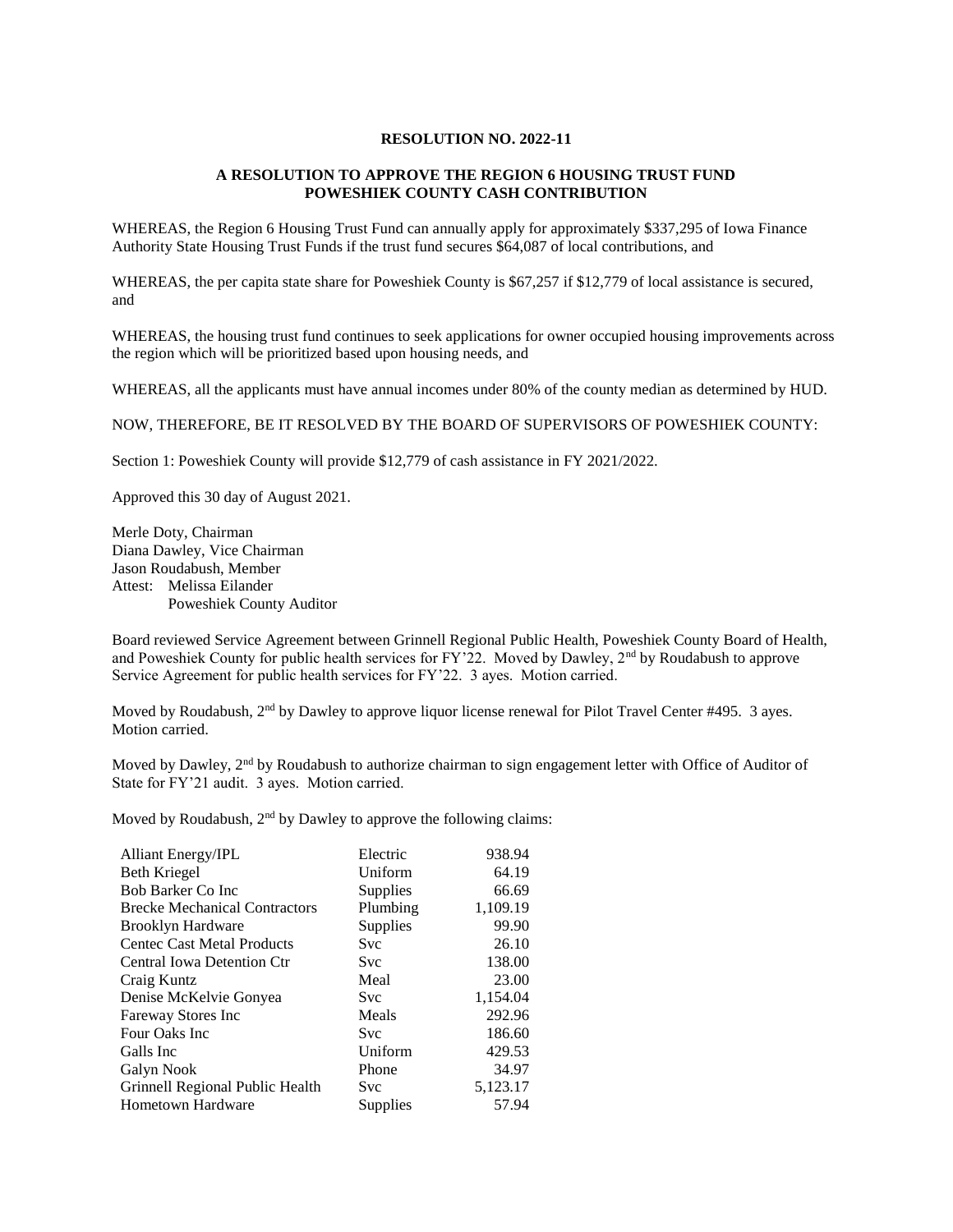**RESOLUTION NO. 2022-11**

**A RESOLUTION TO APPROVE THE REGION 6 HOUSING TRUST FUND POWESHIEK COUNTY CASH CONTRIBUTION**

WHEREAS, the Region 6 Housing Trust Fund can annually apply for approximately $337,295 of Iowa Finance Authority State Housing Trust Funds if the trust fund secures $64,087 of local contributions, and

WHEREAS, the per capita state share for Poweshiek County is $67,257 if $12,779 of local assistance is secured, and

WHEREAS, the housing trust fund continues to seek applications for owner occupied housing improvements across the region which will be prioritized based upon housing needs, and

WHEREAS, all the applicants must have annual incomes under 80% of the county median as determined by HUD.

NOW, THEREFORE, BE IT RESOLVED BY THE BOARD OF SUPERVISORS OF POWESHIEK COUNTY:

Section 1: Poweshiek County will provide $12,779 of cash assistance in FY 2021/2022.

Approved this 30 day of August 2021.

Merle Doty, Chairman
Diana Dawley, Vice Chairman
Jason Roudabush, Member
Attest: Melissa Eilander
Poweshiek County Auditor

Board reviewed Service Agreement between Grinnell Regional Public Health, Poweshiek County Board of Health, and Poweshiek County for public health services for FY'22. Moved by Dawley, 2nd by Roudabush to approve Service Agreement for public health services for FY'22. 3 ayes. Motion carried.

Moved by Roudabush, 2nd by Dawley to approve liquor license renewal for Pilot Travel Center #495. 3 ayes. Motion carried.

Moved by Dawley, 2nd by Roudabush to authorize chairman to sign engagement letter with Office of Auditor of State for FY'21 audit. 3 ayes. Motion carried.

Moved by Roudabush, 2nd by Dawley to approve the following claims:

| | | |
|---|---|---|
| Alliant Energy/IPL | Electric | 938.94 |
| Beth Kriegel | Uniform | 64.19 |
| Bob Barker Co Inc | Supplies | 66.69 |
| Brecke Mechanical Contractors | Plumbing | 1,109.19 |
| Brooklyn Hardware | Supplies | 99.90 |
| Centec Cast Metal Products | Svc | 26.10 |
| Central Iowa Detention Ctr | Svc | 138.00 |
| Craig Kuntz | Meal | 23.00 |
| Denise McKelvie Gonyea | Svc | 1,154.04 |
| Fareway Stores Inc | Meals | 292.96 |
| Four Oaks Inc | Svc | 186.60 |
| Galls Inc | Uniform | 429.53 |
| Galyn Nook | Phone | 34.97 |
| Grinnell Regional Public Health | Svc | 5,123.17 |
| Hometown Hardware | Supplies | 57.94 |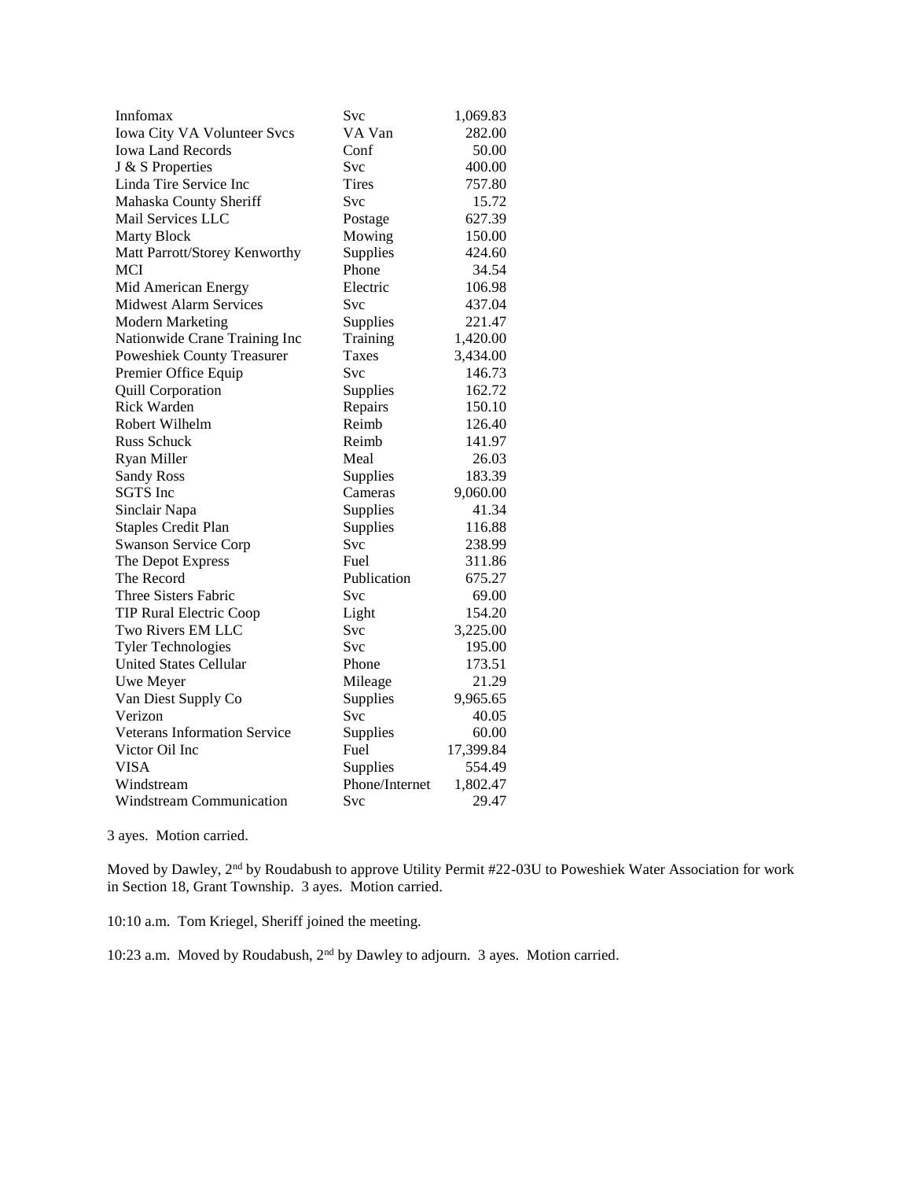| | | |
|---|---|---|
| Innfomax | Svc | 1,069.83 |
| Iowa City VA Volunteer Svcs | VA Van | 282.00 |
| Iowa Land Records | Conf | 50.00 |
| J & S Properties | Svc | 400.00 |
| Linda Tire Service Inc | Tires | 757.80 |
| Mahaska County Sheriff | Svc | 15.72 |
| Mail Services LLC | Postage | 627.39 |
| Marty Block | Mowing | 150.00 |
| Matt Parrott/Storey Kenworthy | Supplies | 424.60 |
| MCI | Phone | 34.54 |
| Mid American Energy | Electric | 106.98 |
| Midwest Alarm Services | Svc | 437.04 |
| Modern Marketing | Supplies | 221.47 |
| Nationwide Crane Training Inc | Training | 1,420.00 |
| Poweshiek County Treasurer | Taxes | 3,434.00 |
| Premier Office Equip | Svc | 146.73 |
| Quill Corporation | Supplies | 162.72 |
| Rick Warden | Repairs | 150.10 |
| Robert Wilhelm | Reimb | 126.40 |
| Russ Schuck | Reimb | 141.97 |
| Ryan Miller | Meal | 26.03 |
| Sandy Ross | Supplies | 183.39 |
| SGTS Inc | Cameras | 9,060.00 |
| Sinclair Napa | Supplies | 41.34 |
| Staples Credit Plan | Supplies | 116.88 |
| Swanson Service Corp | Svc | 238.99 |
| The Depot Express | Fuel | 311.86 |
| The Record | Publication | 675.27 |
| Three Sisters Fabric | Svc | 69.00 |
| TIP Rural Electric Coop | Light | 154.20 |
| Two Rivers EM LLC | Svc | 3,225.00 |
| Tyler Technologies | Svc | 195.00 |
| United States Cellular | Phone | 173.51 |
| Uwe Meyer | Mileage | 21.29 |
| Van Diest Supply Co | Supplies | 9,965.65 |
| Verizon | Svc | 40.05 |
| Veterans Information Service | Supplies | 60.00 |
| Victor Oil Inc | Fuel | 17,399.84 |
| VISA | Supplies | 554.49 |
| Windstream | Phone/Internet | 1,802.47 |
| Windstream Communication | Svc | 29.47 |

3 ayes. Motion carried.

Moved by Dawley, 2nd by Roudabush to approve Utility Permit #22-03U to Poweshiek Water Association for work in Section 18, Grant Township. 3 ayes. Motion carried.

10:10 a.m. Tom Kriegel, Sheriff joined the meeting.

10:23 a.m. Moved by Roudabush, 2nd by Dawley to adjourn. 3 ayes. Motion carried.